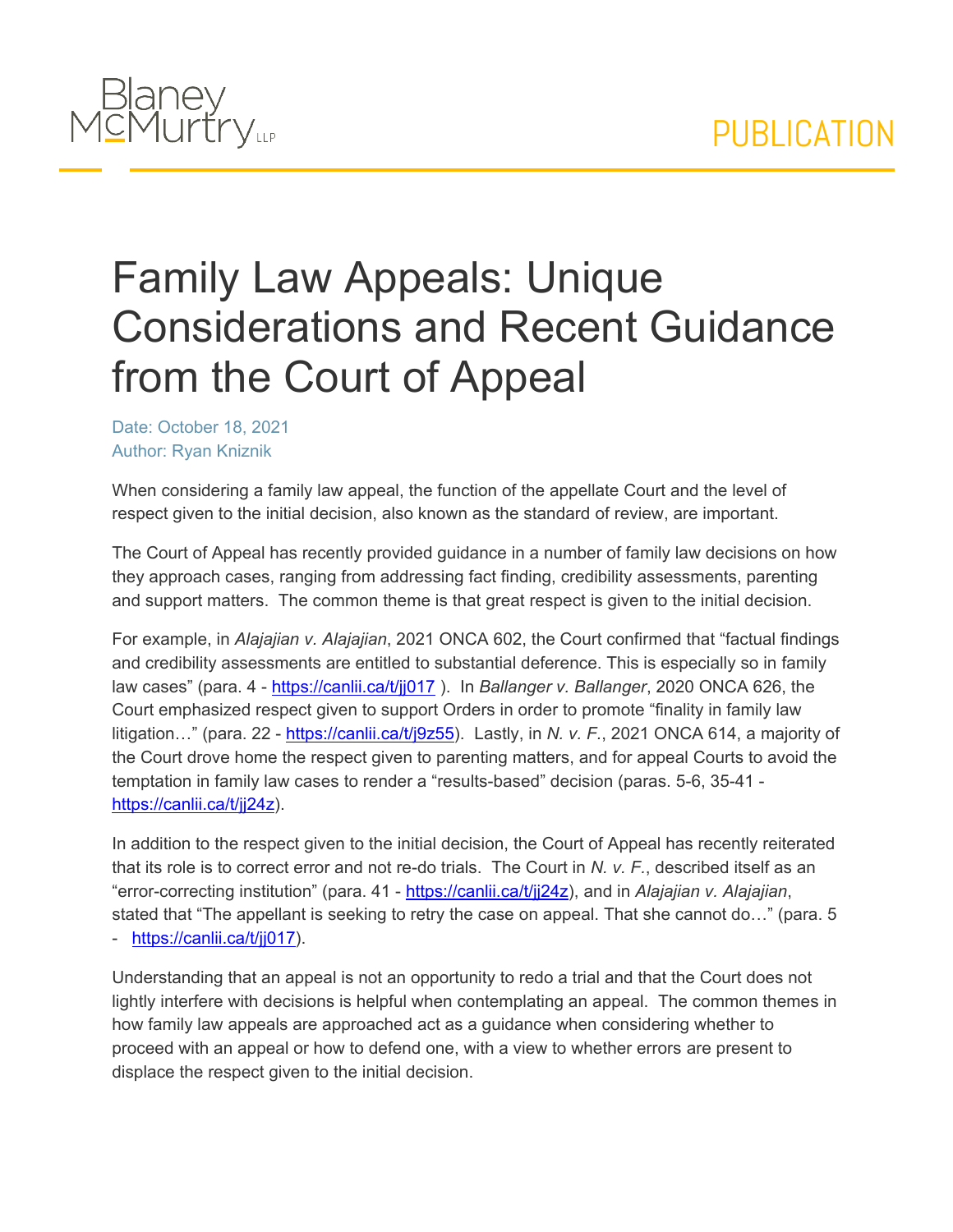# Family Law Appeals: Unique Considerations and Recent Guidance from the Court of Appeal

Date: October 18, 2021
Author: Ryan Kniznik

When considering a family law appeal, the function of the appellate Court and the level of respect given to the initial decision, also known as the standard of review, are important.

The Court of Appeal has recently provided guidance in a number of family law decisions on how they approach cases, ranging from addressing fact finding, credibility assessments, parenting and support matters. The common theme is that great respect is given to the initial decision.

For example, in *Alajajian v. Alajajian*, 2021 ONCA 602, the Court confirmed that "factual findings and credibility assessments are entitled to substantial deference. This is especially so in family law cases" (para. 4 - https://canlii.ca/t/jj017 ). In *Ballanger v. Ballanger*, 2020 ONCA 626, the Court emphasized respect given to support Orders in order to promote "finality in family law litigation…" (para. 22 - https://canlii.ca/t/j9z55). Lastly, in *N. v. F.*, 2021 ONCA 614, a majority of the Court drove home the respect given to parenting matters, and for appeal Courts to avoid the temptation in family law cases to render a "results-based" decision (paras. 5-6, 35-41 - https://canlii.ca/t/jj24z).

In addition to the respect given to the initial decision, the Court of Appeal has recently reiterated that its role is to correct error and not re-do trials. The Court in *N. v. F.*, described itself as an "error-correcting institution" (para. 41 - https://canlii.ca/t/jj24z), and in *Alajajian v. Alajajian*, stated that "The appellant is seeking to retry the case on appeal. That she cannot do…" (para. 5 - https://canlii.ca/t/jj017).

Understanding that an appeal is not an opportunity to redo a trial and that the Court does not lightly interfere with decisions is helpful when contemplating an appeal. The common themes in how family law appeals are approached act as a guidance when considering whether to proceed with an appeal or how to defend one, with a view to whether errors are present to displace the respect given to the initial decision.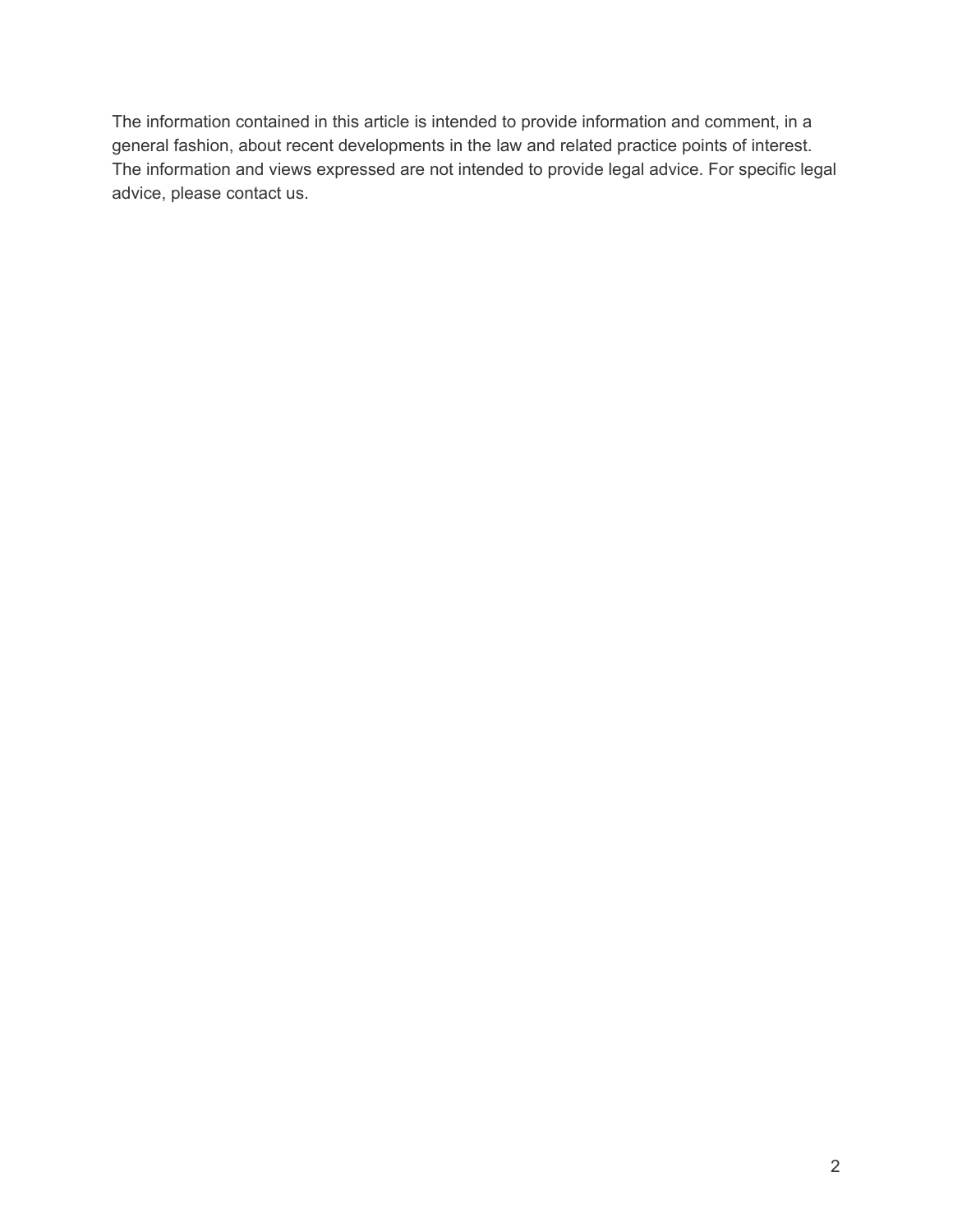The information contained in this article is intended to provide information and comment, in a general fashion, about recent developments in the law and related practice points of interest. The information and views expressed are not intended to provide legal advice. For specific legal advice, please contact us.